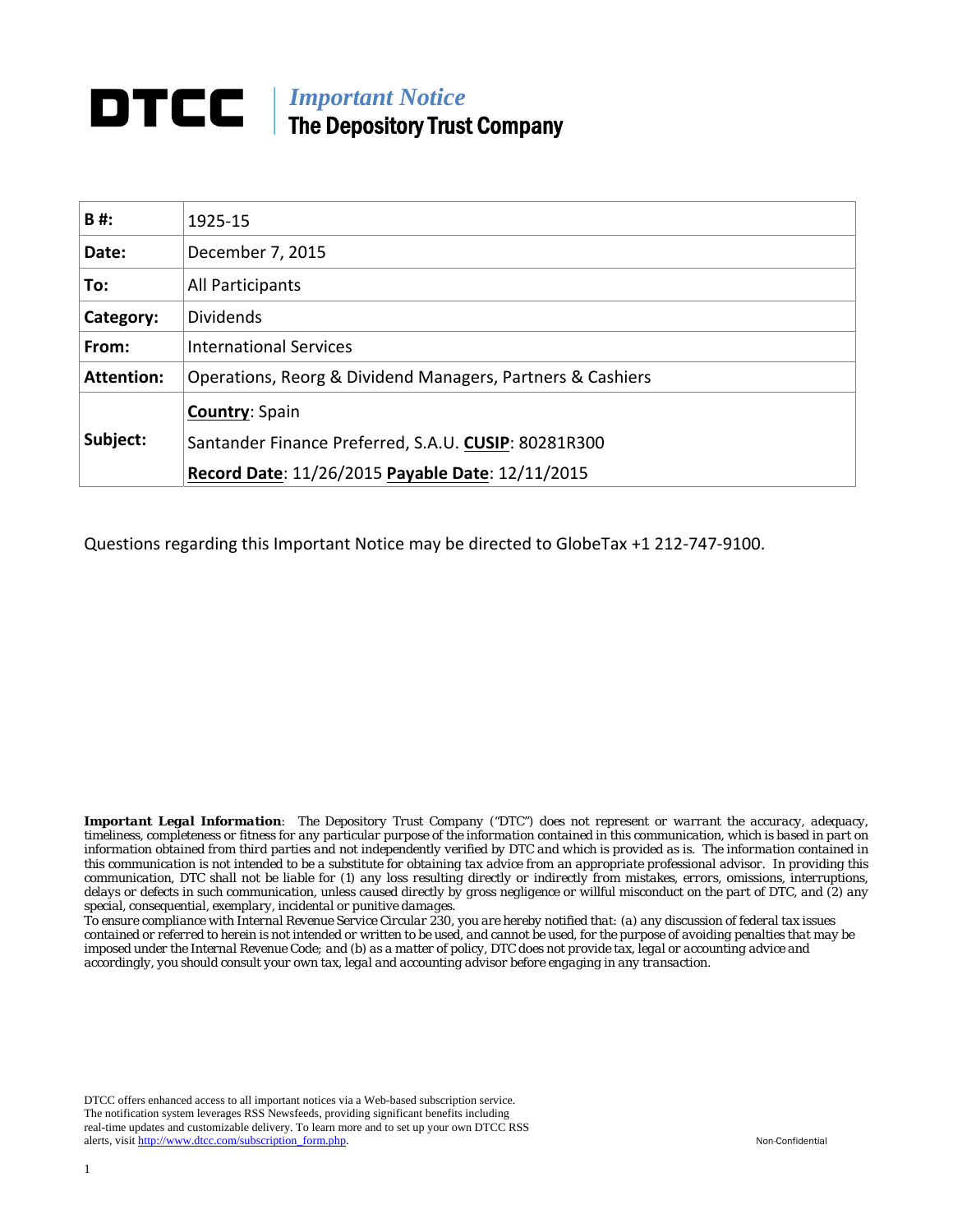# DTCC | *Important Notice* The Depository Trust Company

| **B #:** | 1925-15 |
|---|---|
| **Date:** | December 7, 2015 |
| **To:** | All Participants |
| **Category:** | Dividends |
| **From:** | International Services |
| **Attention:** | Operations, Reorg & Dividend Managers, Partners & Cashiers |
| **Subject:** | **Country**: Spain<br>Santander Finance Preferred, S.A.U. **CUSIP**: 80281R300<br>**Record Date**: 11/26/2015 **Payable Date**: 12/11/2015 |

Questions regarding this Important Notice may be directed to GlobeTax +1 212-747-9100.

***Important Legal Information***: *The Depository Trust Company ("DTC") does not represent or warrant the accuracy, adequacy, timeliness, completeness or fitness for any particular purpose of the information contained in this communication, which is based in part on information obtained from third parties and not independently verified by DTC and which is provided as is. The information contained in this communication is not intended to be a substitute for obtaining tax advice from an appropriate professional advisor. In providing this communication, DTC shall not be liable for (1) any loss resulting directly or indirectly from mistakes, errors, omissions, interruptions, delays or defects in such communication, unless caused directly by gross negligence or willful misconduct on the part of DTC, and (2) any special, consequential, exemplary, incidental or punitive damages.*

*To ensure compliance with Internal Revenue Service Circular 230, you are hereby notified that: (a) any discussion of federal tax issues contained or referred to herein is not intended or written to be used, and cannot be used, for the purpose of avoiding penalties that may be imposed under the Internal Revenue Code; and (b) as a matter of policy, DTC does not provide tax, legal or accounting advice and accordingly, you should consult your own tax, legal and accounting advisor before engaging in any transaction.*

DTCC offers enhanced access to all important notices via a Web-based subscription service. The notification system leverages RSS Newsfeeds, providing significant benefits including real-time updates and customizable delivery. To learn more and to set up your own DTCC RSS alerts, visit http://www.dtcc.com/subscription_form.php.

Non-Confidential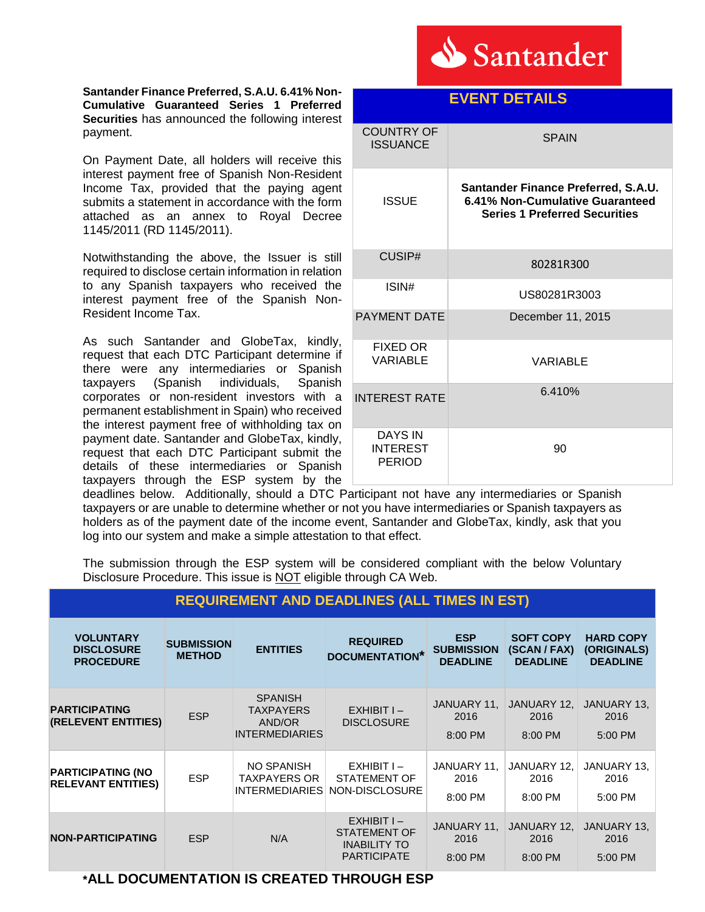**Santander Finance Preferred, S.A.U. 6.41% Non-Cumulative Guaranteed Series 1 Preferred Securities** has announced the following interest payment.

On Payment Date, all holders will receive this interest payment free of Spanish Non-Resident Income Tax, provided that the paying agent submits a statement in accordance with the form attached as an annex to Royal Decree 1145/2011 (RD 1145/2011).

Notwithstanding the above, the Issuer is still required to disclose certain information in relation to any Spanish taxpayers who received the interest payment free of the Spanish Non-Resident Income Tax.

As such Santander and GlobeTax, kindly, request that each DTC Participant determine if there were any intermediaries or Spanish taxpayers (Spanish individuals, Spanish corporates or non-resident investors with a permanent establishment in Spain) who received the interest payment free of withholding tax on payment date. Santander and GlobeTax, kindly, request that each DTC Participant submit the details of these intermediaries or Spanish taxpayers through the ESP system by the deadlines below. Additionally, should a DTC Participant not have any intermediaries or Spanish taxpayers or are unable to determine whether or not you have intermediaries or Spanish taxpayers as holders as of the payment date of the income event, Santander and GlobeTax, kindly, ask that you log into our system and make a simple attestation to that effect.

| EVENT DETAILS | |
|---|---|
| COUNTRY OF ISSUANCE | SPAIN |
| ISSUE | **Santander Finance Preferred, S.A.U. 6.41% Non-Cumulative Guaranteed Series 1 Preferred Securities** |
| CUSIP# | 80281R300 |
| ISIN# | US80281R3003 |
| PAYMENT DATE | December 11, 2015 |
| FIXED OR VARIABLE | VARIABLE |
| INTEREST RATE | 6.410% |
| DAYS IN INTEREST PERIOD | 90 |

The submission through the ESP system will be considered compliant with the below Voluntary Disclosure Procedure. This issue is NOT eligible through CA Web.

## REQUIREMENT AND DEADLINES (ALL TIMES IN EST)

| VOLUNTARY DISCLOSURE PROCEDURE | SUBMISSION METHOD | ENTITIES | REQUIRED DOCUMENTATION* | ESP SUBMISSION DEADLINE | SOFT COPY (SCAN / FAX) DEADLINE | HARD COPY (ORIGINALS) DEADLINE |
|---|---|---|---|---|---|---|
| **PARTICIPATING (RELEVENT ENTITIES)** | ESP | SPANISH TAXPAYERS AND/OR INTERMEDIARIES | EXHIBIT I – DISCLOSURE | JANUARY 11, 2016 8:00 PM | JANUARY 12, 2016 8:00 PM | JANUARY 13, 2016 5:00 PM |
| **PARTICIPATING (NO RELEVANT ENTITIES)** | ESP | NO SPANISH TAXPAYERS OR INTERMEDIARIES | EXHIBIT I – STATEMENT OF NON-DISCLOSURE | JANUARY 11, 2016 8:00 PM | JANUARY 12, 2016 8:00 PM | JANUARY 13, 2016 5:00 PM |
| **NON-PARTICIPATING** | ESP | N/A | EXHIBIT I – STATEMENT OF INABILITY TO PARTICIPATE | JANUARY 11, 2016 8:00 PM | JANUARY 12, 2016 8:00 PM | JANUARY 13, 2016 5:00 PM |

**\*ALL DOCUMENTATION IS CREATED THROUGH ESP**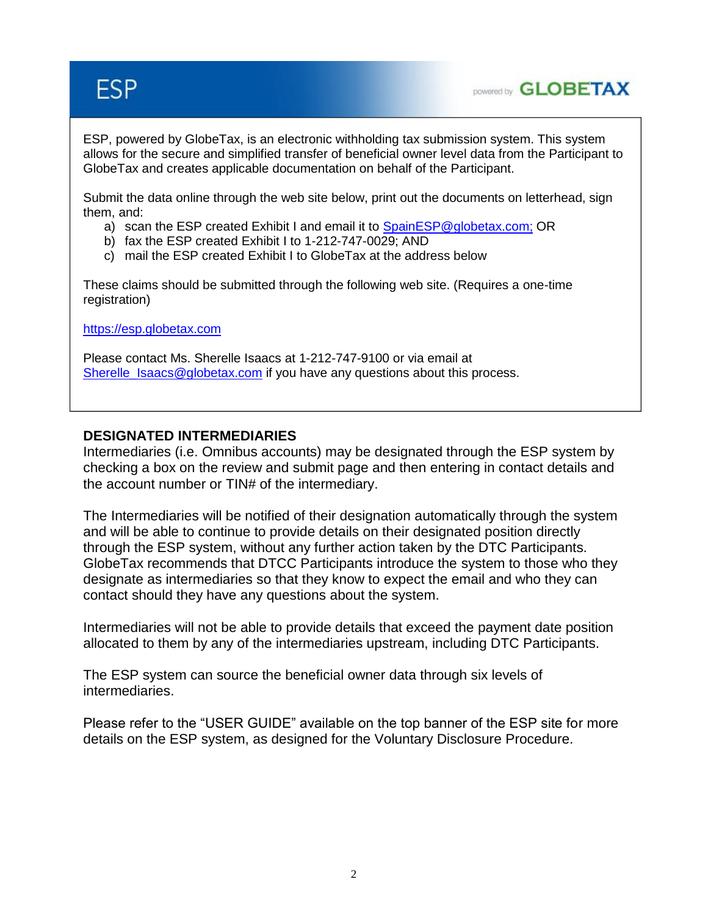# ESP

powered by GLOBETAX

ESP, powered by GlobeTax, is an electronic withholding tax submission system. This system allows for the secure and simplified transfer of beneficial owner level data from the Participant to GlobeTax and creates applicable documentation on behalf of the Participant.

Submit the data online through the web site below, print out the documents on letterhead, sign them, and:

a) scan the ESP created Exhibit I and email it to SpainESP@globetax.com; OR
b) fax the ESP created Exhibit I to 1-212-747-0029; AND
c) mail the ESP created Exhibit I to GlobeTax at the address below

These claims should be submitted through the following web site. (Requires a one-time registration)

https://esp.globetax.com

Please contact Ms. Sherelle Isaacs at 1-212-747-9100 or via email at Sherelle_Isaacs@globetax.com if you have any questions about this process.

## DESIGNATED INTERMEDIARIES

Intermediaries (i.e. Omnibus accounts) may be designated through the ESP system by checking a box on the review and submit page and then entering in contact details and the account number or TIN# of the intermediary.

The Intermediaries will be notified of their designation automatically through the system and will be able to continue to provide details on their designated position directly through the ESP system, without any further action taken by the DTC Participants. GlobeTax recommends that DTCC Participants introduce the system to those who they designate as intermediaries so that they know to expect the email and who they can contact should they have any questions about the system.

Intermediaries will not be able to provide details that exceed the payment date position allocated to them by any of the intermediaries upstream, including DTC Participants.

The ESP system can source the beneficial owner data through six levels of intermediaries.

Please refer to the "USER GUIDE" available on the top banner of the ESP site for more details on the ESP system, as designed for the Voluntary Disclosure Procedure.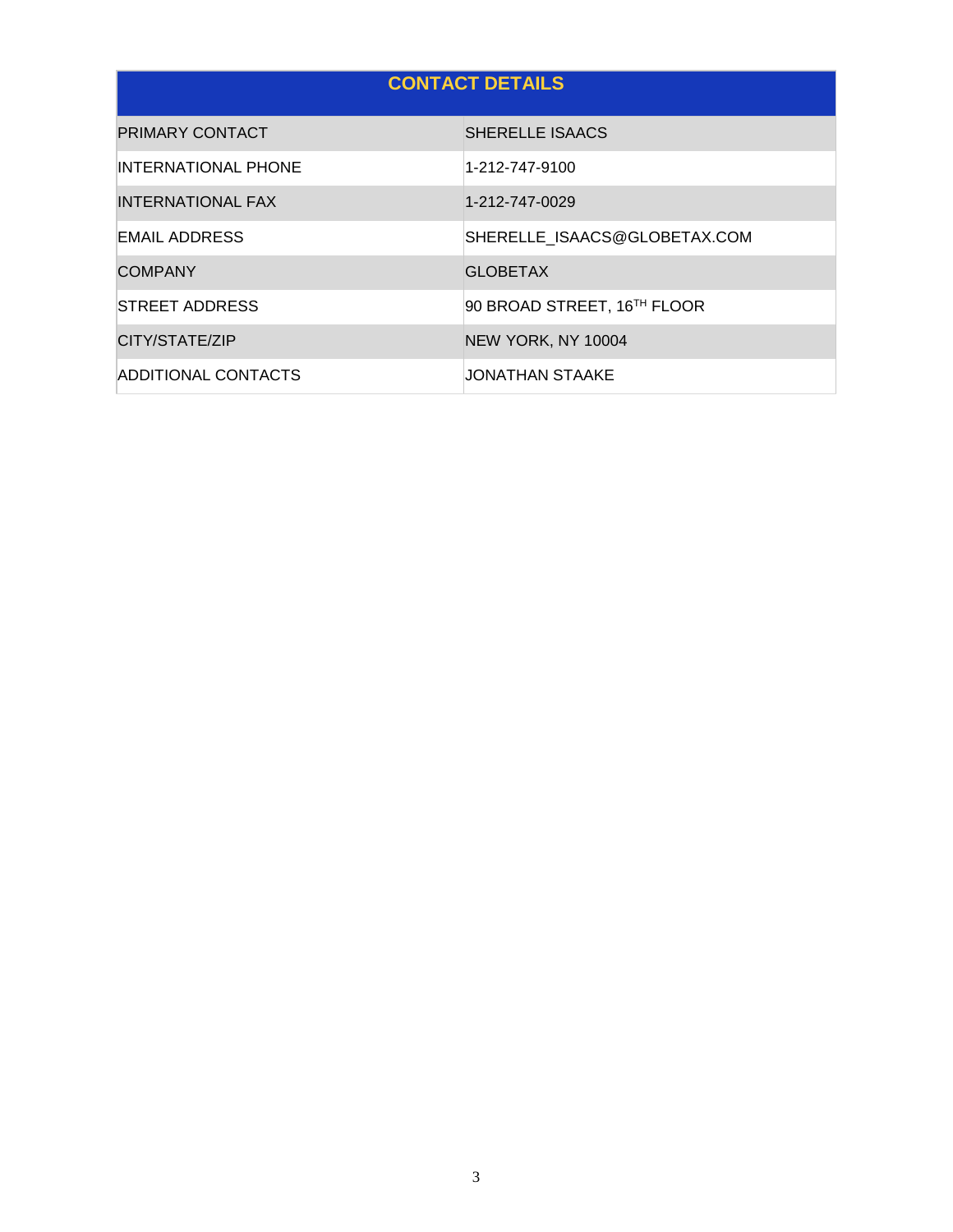| CONTACT DETAILS | |
| --- | --- |
| PRIMARY CONTACT | SHERELLE ISAACS |
| INTERNATIONAL PHONE | 1-212-747-9100 |
| INTERNATIONAL FAX | 1-212-747-0029 |
| EMAIL ADDRESS | SHERELLE_ISAACS@GLOBETAX.COM |
| COMPANY | GLOBETAX |
| STREET ADDRESS | 90 BROAD STREET, 16TH FLOOR |
| CITY/STATE/ZIP | NEW YORK, NY 10004 |
| ADDITIONAL CONTACTS | JONATHAN STAAKE |